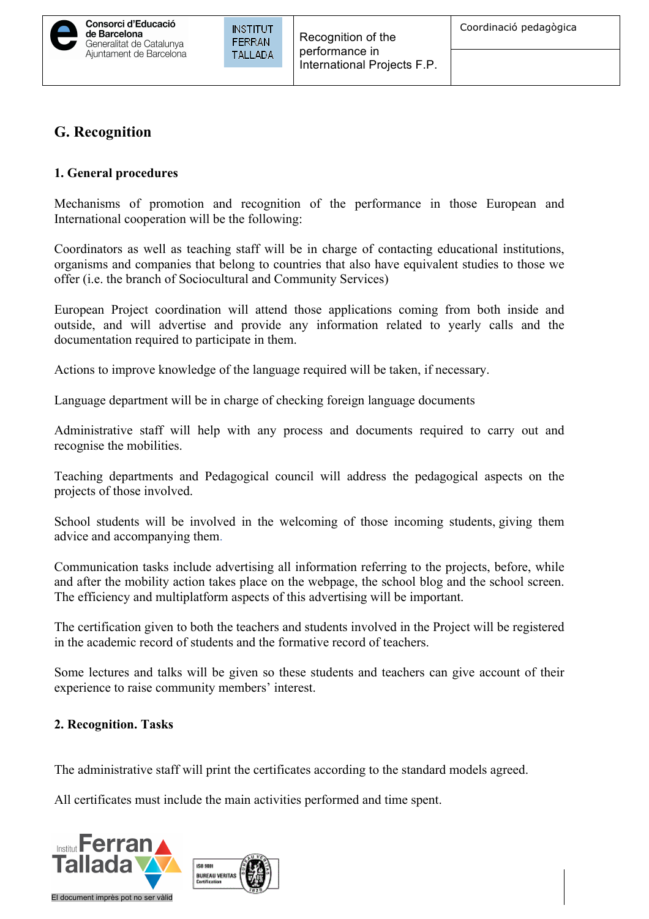## G. Recognition

### 1. General procedures

Mechanisms of promotion and recognition of the performance in those European and International cooperation will be the following:

Coordinators as well as teaching staff will be in charge of contacting educational institutions, organisms and companies that belong to countries that also have equivalent studies to those we offer (i.e. the branch of Sociocultural and Community Services)

European Project coordination will attend those applications coming from both inside and outside, and will advertise and provide any information related to yearly calls and the documentation required to participate in them.

Actions to improve knowledge of the language required will be taken, if necessary.

Language department will be in charge of checking foreign language documents

Administrative staff will help with any process and documents required to carry out and recognise the mobilities.

Teaching departments and Pedagogical council will address the pedagogical aspects on the projects of those involved.

School students will be involved in the welcoming of those incoming students, giving them advice and accompanying them.

Communication tasks include advertising all information referring to the projects, before, while and after the mobility action takes place on the webpage, the school blog and the school screen. The efficiency and multiplatform aspects of this advertising will be important.

The certification given to both the teachers and students involved in the Project will be registered in the academic record of students and the formative record of teachers.

Some lectures and talks will be given so these students and teachers can give account of their experience to raise community members' interest.

### 2. Recognition. Tasks

The administrative staff will print the certificates according to the standard models agreed.

All certificates must include the main activities performed and time spent.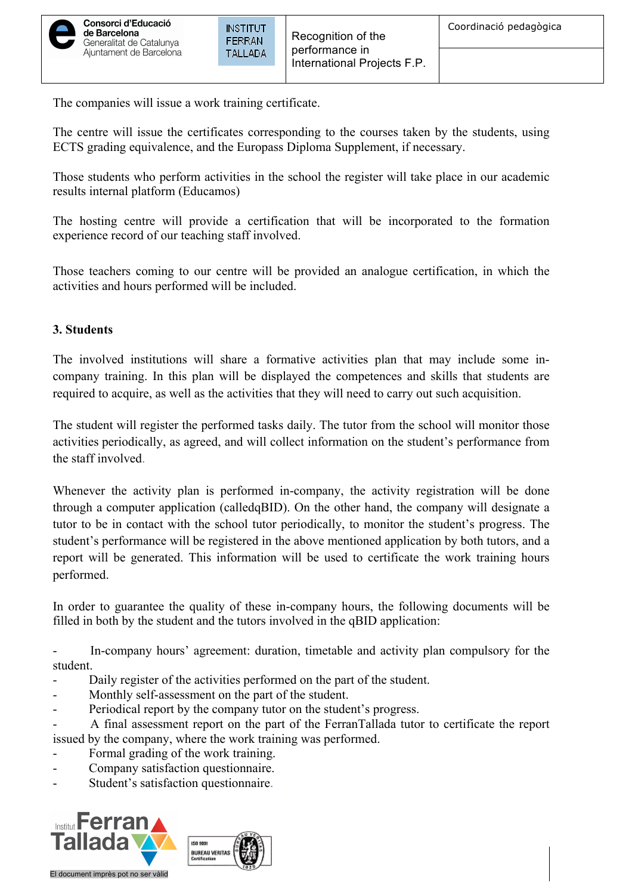The companies will issue a work training certificate.

The centre will issue the certificates corresponding to the courses taken by the students, using ECTS grading equivalence, and the Europass Diploma Supplement, if necessary.

Those students who perform activities in the school the register will take place in our academic results internal platform (Educamos)

The hosting centre will provide a certification that will be incorporated to the formation experience record of our teaching staff involved.

Those teachers coming to our centre will be provided an analogue certification, in which the activities and hours performed will be included.

### 3. Students

The involved institutions will share a formative activities plan that may include some in-company training. In this plan will be displayed the competences and skills that students are required to acquire, as well as the activities that they will need to carry out such acquisition.

The student will register the performed tasks daily. The tutor from the school will monitor those activities periodically, as agreed, and will collect information on the student's performance from the staff involved.

Whenever the activity plan is performed in-company, the activity registration will be done through a computer application (calledqBID). On the other hand, the company will designate a tutor to be in contact with the school tutor periodically, to monitor the student's progress. The student's performance will be registered in the above mentioned application by both tutors, and a report will be generated. This information will be used to certificate the work training hours performed.

In order to guarantee the quality of these in-company hours, the following documents will be filled in both by the student and the tutors involved in the qBID application:

- In-company hours' agreement: duration, timetable and activity plan compulsory for the student.
- Daily register of the activities performed on the part of the student.
- Monthly self-assessment on the part of the student.
- Periodical report by the company tutor on the student's progress.
- A final assessment report on the part of the FerranTallada tutor to certificate the report issued by the company, where the work training was performed.
- Formal grading of the work training.
- Company satisfaction questionnaire.
- Student's satisfaction questionnaire.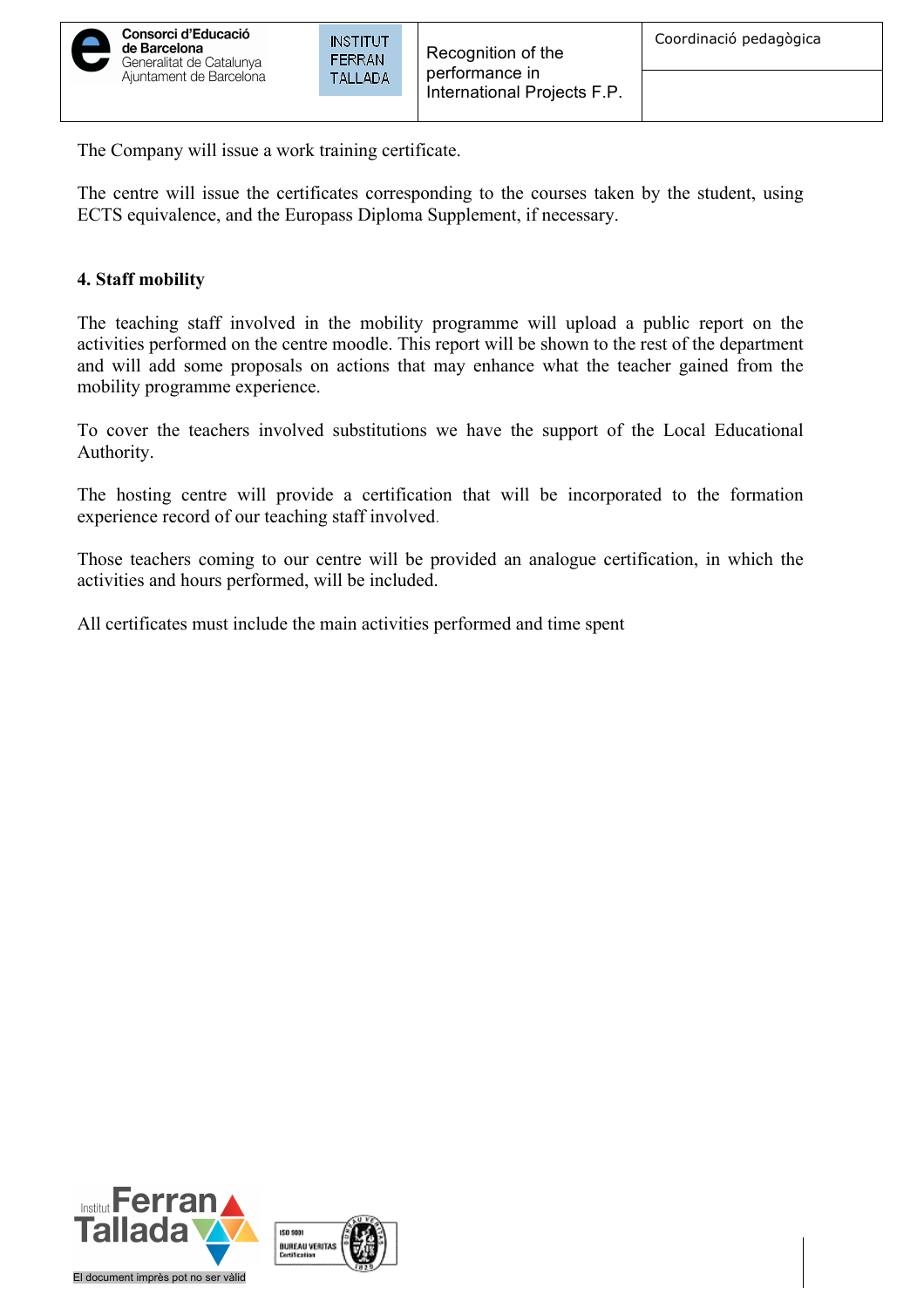The Company will issue a work training certificate.

The centre will issue the certificates corresponding to the courses taken by the student, using ECTS equivalence, and the Europass Diploma Supplement, if necessary.

**4. Staff mobility**

The teaching staff involved in the mobility programme will upload a public report on the activities performed on the centre moodle. This report will be shown to the rest of the department and will add some proposals on actions that may enhance what the teacher gained from the mobility programme experience.

To cover the teachers involved substitutions we have the support of the Local Educational Authority.

The hosting centre will provide a certification that will be incorporated to the formation experience record of our teaching staff involved.

Those teachers coming to our centre will be provided an analogue certification, in which the activities and hours performed, will be included.

All certificates must include the main activities performed and time spent